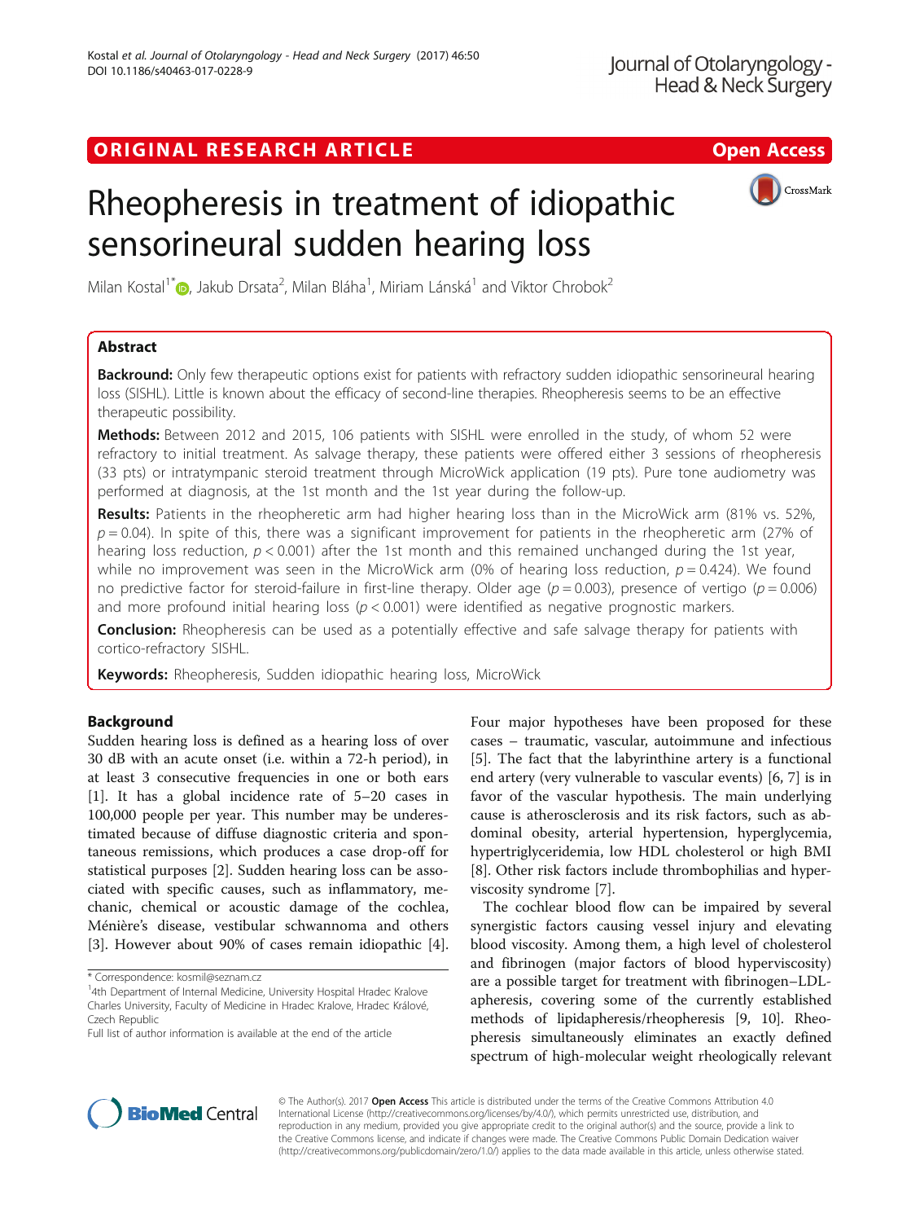ORIGINAL RESEARCH ARTICLE

Open Access

# Rheopheresis in treatment of idiopathic sensorineural sudden hearing loss

Milan Kostal[1*], Jakub Drsata[2], Milan Bláha[1], Miriam Lánská[1] and Viktor Chrobok[2]

## Abstract

**Backround:** Only few therapeutic options exist for patients with refractory sudden idiopathic sensorineural hearing loss (SISHL). Little is known about the efficacy of second-line therapies. Rheopheresis seems to be an effective therapeutic possibility.

**Methods:** Between 2012 and 2015, 106 patients with SISHL were enrolled in the study, of whom 52 were refractory to initial treatment. As salvage therapy, these patients were offered either 3 sessions of rheopheresis (33 pts) or intratympanic steroid treatment through MicroWick application (19 pts). Pure tone audiometry was performed at diagnosis, at the 1st month and the 1st year during the follow-up.

**Results:** Patients in the rheopheretic arm had higher hearing loss than in the MicroWick arm (81% vs. 52%, $p = 0.04$). In spite of this, there was a significant improvement for patients in the rheopheretic arm (27% of hearing loss reduction, $p < 0.001$) after the 1st month and this remained unchanged during the 1st year, while no improvement was seen in the MicroWick arm (0% of hearing loss reduction, $p = 0.424$). We found no predictive factor for steroid-failure in first-line therapy. Older age ($p = 0.003$), presence of vertigo ($p = 0.006$) and more profound initial hearing loss ($p < 0.001$) were identified as negative prognostic markers.

**Conclusion:** Rheopheresis can be used as a potentially effective and safe salvage therapy for patients with cortico-refractory SISHL.

**Keywords:** Rheopheresis, Sudden idiopathic hearing loss, MicroWick

## Background

Sudden hearing loss is defined as a hearing loss of over 30 dB with an acute onset (i.e. within a 72-h period), in at least 3 consecutive frequencies in one or both ears [1]. It has a global incidence rate of 5–20 cases in 100,000 people per year. This number may be underestimated because of diffuse diagnostic criteria and spontaneous remissions, which produces a case drop-off for statistical purposes [2]. Sudden hearing loss can be associated with specific causes, such as inflammatory, mechanic, chemical or acoustic damage of the cochlea, Ménière's disease, vestibular schwannoma and others [3]. However about 90% of cases remain idiopathic [4]. Four major hypotheses have been proposed for these cases – traumatic, vascular, autoimmune and infectious [5]. The fact that the labyrinthine artery is a functional end artery (very vulnerable to vascular events) [6, 7] is in favor of the vascular hypothesis. The main underlying cause is atherosclerosis and its risk factors, such as abdominal obesity, arterial hypertension, hyperglycemia, hypertriglyceridemia, low HDL cholesterol or high BMI [8]. Other risk factors include thrombophilias and hyperviscosity syndrome [7].

The cochlear blood flow can be impaired by several synergistic factors causing vessel injury and elevating blood viscosity. Among them, a high level of cholesterol and fibrinogen (major factors of blood hyperviscosity) are a possible target for treatment with fibrinogen–LDL-apheresis, covering some of the currently established methods of lipidapheresis/rheopheresis [9, 10]. Rheopheresis simultaneously eliminates an exactly defined spectrum of high-molecular weight rheologically relevant

\* Correspondence: kosmil@seznam.cz
[1]4th Department of Internal Medicine, University Hospital Hradec Kralove Charles University, Faculty of Medicine in Hradec Kralove, Hradec Králové, Czech Republic
Full list of author information is available at the end of the article

© The Author(s). 2017 **Open Access** This article is distributed under the terms of the Creative Commons Attribution 4.0 International License (http://creativecommons.org/licenses/by/4.0/), which permits unrestricted use, distribution, and reproduction in any medium, provided you give appropriate credit to the original author(s) and the source, provide a link to the Creative Commons license, and indicate if changes were made. The Creative Commons Public Domain Dedication waiver (http://creativecommons.org/publicdomain/zero/1.0/) applies to the data made available in this article, unless otherwise stated.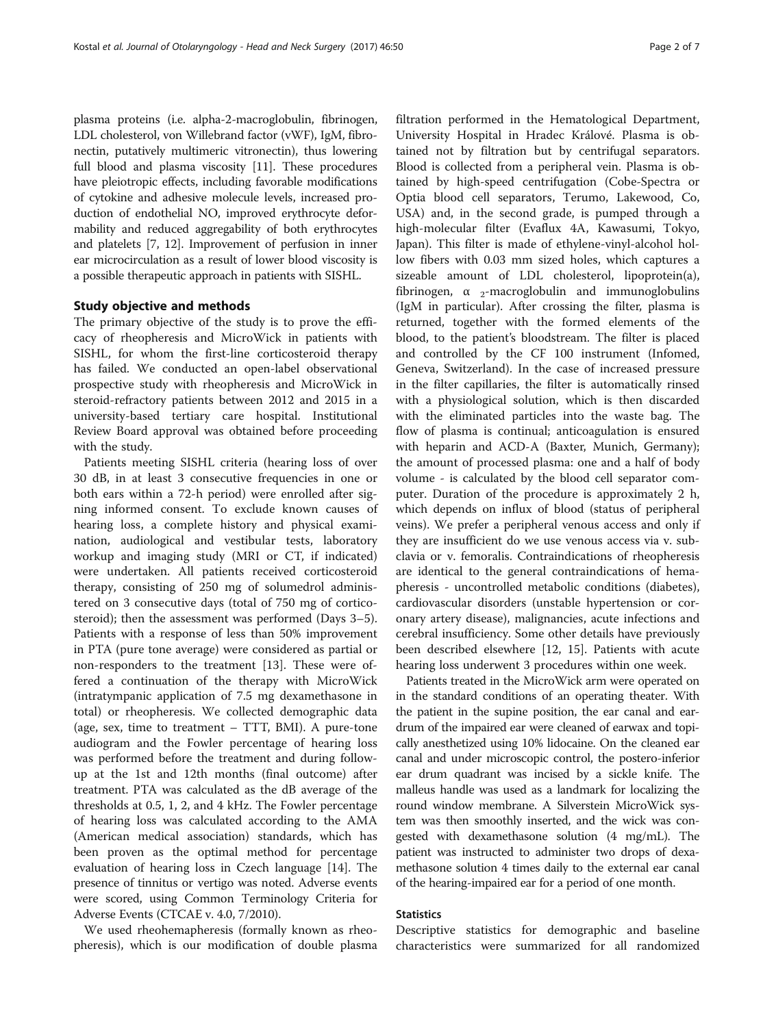plasma proteins (i.e. alpha-2-macroglobulin, fibrinogen, LDL cholesterol, von Willebrand factor (vWF), IgM, fibronectin, putatively multimeric vitronectin), thus lowering full blood and plasma viscosity [11]. These procedures have pleiotropic effects, including favorable modifications of cytokine and adhesive molecule levels, increased production of endothelial NO, improved erythrocyte deformability and reduced aggregability of both erythrocytes and platelets [7, 12]. Improvement of perfusion in inner ear microcirculation as a result of lower blood viscosity is a possible therapeutic approach in patients with SISHL.

## Study objective and methods

The primary objective of the study is to prove the efficacy of rheopheresis and MicroWick in patients with SISHL, for whom the first-line corticosteroid therapy has failed. We conducted an open-label observational prospective study with rheopheresis and MicroWick in steroid-refractory patients between 2012 and 2015 in a university-based tertiary care hospital. Institutional Review Board approval was obtained before proceeding with the study.

Patients meeting SISHL criteria (hearing loss of over 30 dB, in at least 3 consecutive frequencies in one or both ears within a 72-h period) were enrolled after signing informed consent. To exclude known causes of hearing loss, a complete history and physical examination, audiological and vestibular tests, laboratory workup and imaging study (MRI or CT, if indicated) were undertaken. All patients received corticosteroid therapy, consisting of 250 mg of solumedrol administered on 3 consecutive days (total of 750 mg of corticosteroid); then the assessment was performed (Days 3–5). Patients with a response of less than 50% improvement in PTA (pure tone average) were considered as partial or non-responders to the treatment [13]. These were offered a continuation of the therapy with MicroWick (intratympanic application of 7.5 mg dexamethasone in total) or rheopheresis. We collected demographic data (age, sex, time to treatment – TTT, BMI). A pure-tone audiogram and the Fowler percentage of hearing loss was performed before the treatment and during follow-up at the 1st and 12th months (final outcome) after treatment. PTA was calculated as the dB average of the thresholds at 0.5, 1, 2, and 4 kHz. The Fowler percentage of hearing loss was calculated according to the AMA (American medical association) standards, which has been proven as the optimal method for percentage evaluation of hearing loss in Czech language [14]. The presence of tinnitus or vertigo was noted. Adverse events were scored, using Common Terminology Criteria for Adverse Events (CTCAE v. 4.0, 7/2010).

We used rheohemapheresis (formally known as rheopheresis), which is our modification of double plasma filtration performed in the Hematological Department, University Hospital in Hradec Králové. Plasma is obtained not by filtration but by centrifugal separators. Blood is collected from a peripheral vein. Plasma is obtained by high-speed centrifugation (Cobe-Spectra or Optia blood cell separators, Terumo, Lakewood, Co, USA) and, in the second grade, is pumped through a high-molecular filter (Evaflux 4A, Kawasumi, Tokyo, Japan). This filter is made of ethylene-vinyl-alcohol hollow fibers with 0.03 mm sized holes, which captures a sizeable amount of LDL cholesterol, lipoprotein(a), fibrinogen, $\alpha_2$-macroglobulin and immunoglobulins (IgM in particular). After crossing the filter, plasma is returned, together with the formed elements of the blood, to the patient's bloodstream. The filter is placed and controlled by the CF 100 instrument (Infomed, Geneva, Switzerland). In the case of increased pressure in the filter capillaries, the filter is automatically rinsed with a physiological solution, which is then discarded with the eliminated particles into the waste bag. The flow of plasma is continual; anticoagulation is ensured with heparin and ACD-A (Baxter, Munich, Germany); the amount of processed plasma: one and a half of body volume - is calculated by the blood cell separator computer. Duration of the procedure is approximately 2 h, which depends on influx of blood (status of peripheral veins). We prefer a peripheral venous access and only if they are insufficient do we use venous access via v. subclavia or v. femoralis. Contraindications of rheopheresis are identical to the general contraindications of hemapheresis - uncontrolled metabolic conditions (diabetes), cardiovascular disorders (unstable hypertension or coronary artery disease), malignancies, acute infections and cerebral insufficiency. Some other details have previously been described elsewhere [12, 15]. Patients with acute hearing loss underwent 3 procedures within one week.

Patients treated in the MicroWick arm were operated on in the standard conditions of an operating theater. With the patient in the supine position, the ear canal and eardrum of the impaired ear were cleaned of earwax and topically anesthetized using 10% lidocaine. On the cleaned ear canal and under microscopic control, the postero-inferior ear drum quadrant was incised by a sickle knife. The malleus handle was used as a landmark for localizing the round window membrane. A Silverstein MicroWick system was then smoothly inserted, and the wick was congested with dexamethasone solution (4 mg/mL). The patient was instructed to administer two drops of dexamethasone solution 4 times daily to the external ear canal of the hearing-impaired ear for a period of one month.

### Statistics

Descriptive statistics for demographic and baseline characteristics were summarized for all randomized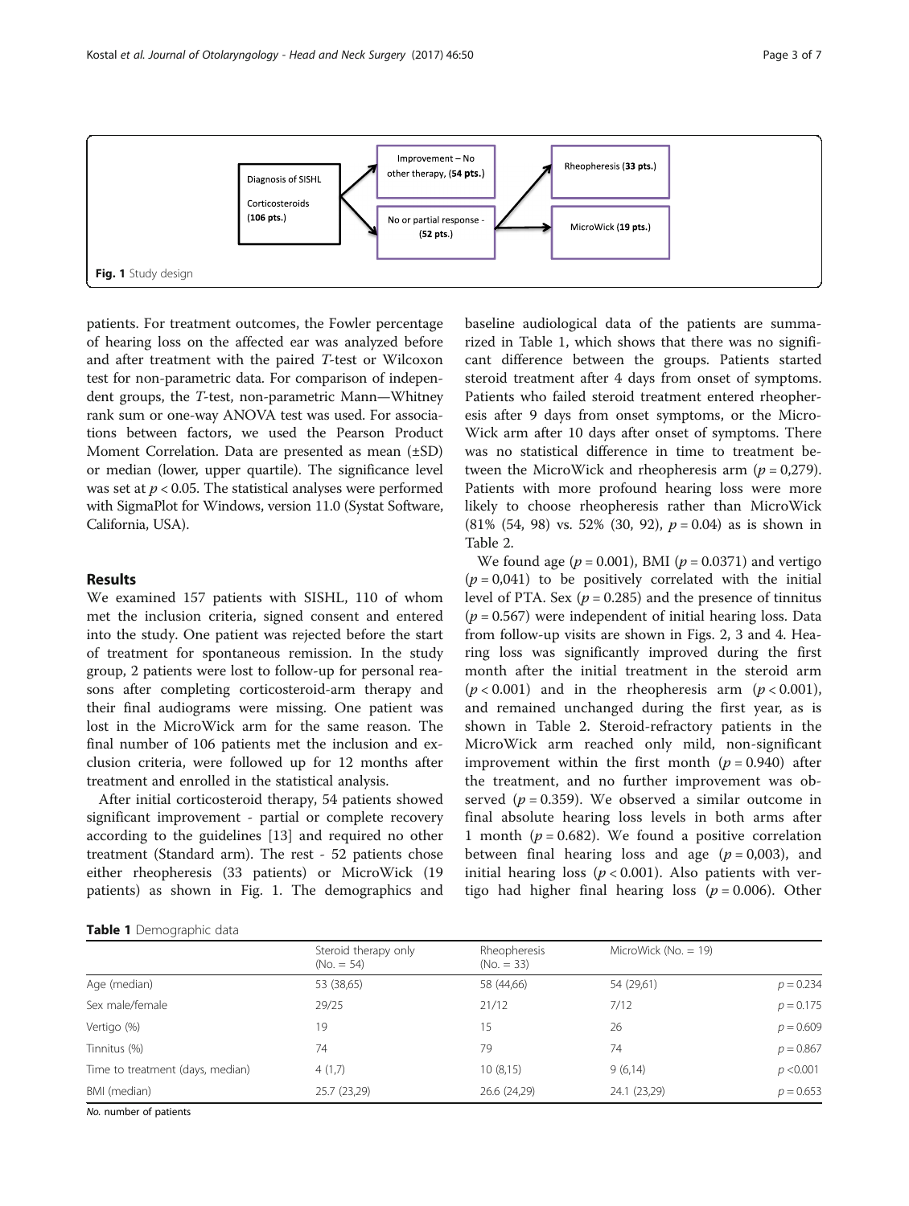Diagnosis of SISHL

Corticosteroids (**106 pts.**)

Improvement – No other therapy, (**54 pts.**)

No or partial response - (**52 pts.**)

Rheopheresis (**33 pts.**)

MicroWick (**19 pts.**)

**Fig. 1** Study design

patients. For treatment outcomes, the Fowler percentage of hearing loss on the affected ear was analyzed before and after treatment with the paired *T*-test or Wilcoxon test for non-parametric data. For comparison of independent groups, the *T*-test, non-parametric Mann—Whitney rank sum or one-way ANOVA test was used. For associations between factors, we used the Pearson Product Moment Correlation. Data are presented as mean (±SD) or median (lower, upper quartile). The significance level was set at $p < 0.05$. The statistical analyses were performed with SigmaPlot for Windows, version 11.0 (Systat Software, California, USA).

## Results

We examined 157 patients with SISHL, 110 of whom met the inclusion criteria, signed consent and entered into the study. One patient was rejected before the start of treatment for spontaneous remission. In the study group, 2 patients were lost to follow-up for personal reasons after completing corticosteroid-arm therapy and their final audiograms were missing. One patient was lost in the MicroWick arm for the same reason. The final number of 106 patients met the inclusion and exclusion criteria, were followed up for 12 months after treatment and enrolled in the statistical analysis.

After initial corticosteroid therapy, 54 patients showed significant improvement - partial or complete recovery according to the guidelines [13] and required no other treatment (Standard arm). The rest - 52 patients chose either rheopheresis (33 patients) or MicroWick (19 patients) as shown in Fig. 1. The demographics and baseline audiological data of the patients are summarized in Table 1, which shows that there was no significant difference between the groups. Patients started steroid treatment after 4 days from onset of symptoms. Patients who failed steroid treatment entered rheopheresis after 9 days from onset symptoms, or the MicroWick arm after 10 days after onset of symptoms. There was no statistical difference in time to treatment between the MicroWick and rheopheresis arm ($p = 0{,}279$). Patients with more profound hearing loss were more likely to choose rheopheresis rather than MicroWick (81% (54, 98) vs. 52% (30, 92), $p = 0.04$) as is shown in Table 2.

We found age ($p = 0.001$), BMI ($p = 0.0371$) and vertigo ($p = 0{,}041$) to be positively correlated with the initial level of PTA. Sex ($p = 0.285$) and the presence of tinnitus ($p = 0.567$) were independent of initial hearing loss. Data from follow-up visits are shown in Figs. 2, 3 and 4. Hearing loss was significantly improved during the first month after the initial treatment in the steroid arm ($p < 0.001$) and in the rheopheresis arm ($p < 0.001$), and remained unchanged during the first year, as is shown in Table 2. Steroid-refractory patients in the MicroWick arm reached only mild, non-significant improvement within the first month ($p = 0.940$) after the treatment, and no further improvement was observed ($p = 0.359$). We observed a similar outcome in final absolute hearing loss levels in both arms after 1 month ($p = 0.682$). We found a positive correlation between final hearing loss and age ($p = 0{,}003$), and initial hearing loss ($p < 0.001$). Also patients with vertigo had higher final hearing loss ($p = 0.006$). Other

**Table 1** Demographic data

| | Steroid therapy only (No. = 54) | Rheopheresis (No. = 33) | MicroWick (No. = 19) | |
|---|---|---|---|---|
| Age (median) | 53 (38,65) | 58 (44,66) | 54 (29,61) | $p = 0.234$ |
| Sex male/female | 29/25 | 21/12 | 7/12 | $p = 0.175$ |
| Vertigo (%) | 19 | 15 | 26 | $p = 0.609$ |
| Tinnitus (%) | 74 | 79 | 74 | $p = 0.867$ |
| Time to treatment (days, median) | 4 (1,7) | 10 (8,15) | 9 (6,14) | $p < 0.001$ |
| BMI (median) | 25.7 (23,29) | 26.6 (24,29) | 24.1 (23,29) | $p = 0.653$ |

*No.* number of patients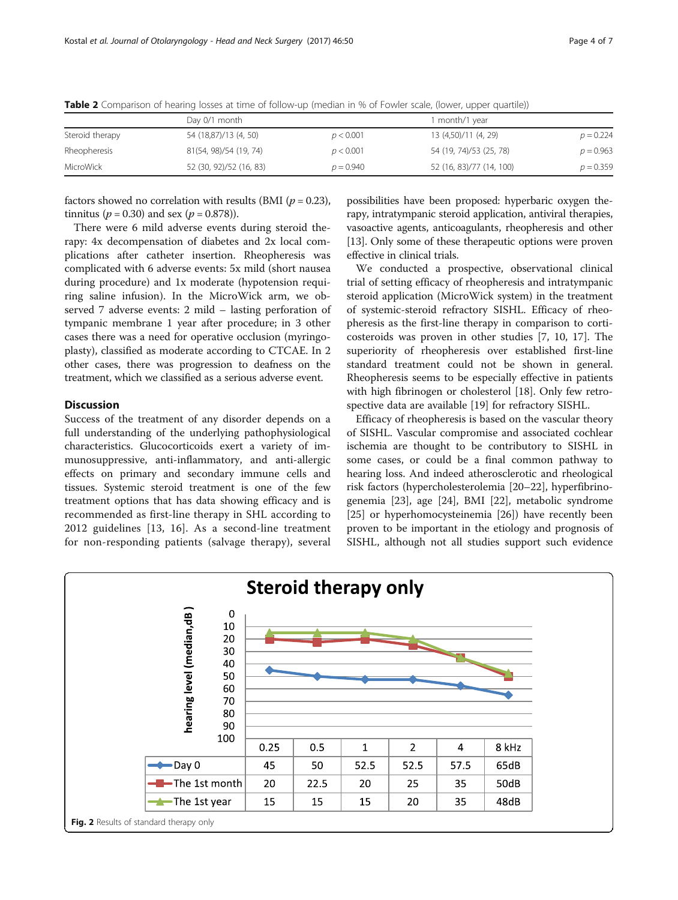**Table 2** Comparison of hearing losses at time of follow-up (median in % of Fowler scale, (lower, upper quartile))

| | Day 0/1 month | | 1 month/1 year | |
|---|---|---|---|---|
| Steroid therapy | 54 (18,87)/13 (4, 50) | $p < 0.001$ | 13 (4,50)/11 (4, 29) | $p = 0.224$ |
| Rheopheresis | 81(54, 98)/54 (19, 74) | $p < 0.001$ | 54 (19, 74)/53 (25, 78) | $p = 0.963$ |
| MicroWick | 52 (30, 92)/52 (16, 83) | $p = 0.940$ | 52 (16, 83)/77 (14, 100) | $p = 0.359$ |

factors showed no correlation with results (BMI ($p = 0.23$), tinnitus ($p = 0.30$) and sex ($p = 0.878$)).

There were 6 mild adverse events during steroid therapy: 4x decompensation of diabetes and 2x local complications after catheter insertion. Rheopheresis was complicated with 6 adverse events: 5x mild (short nausea during procedure) and 1x moderate (hypotension requiring saline infusion). In the MicroWick arm, we observed 7 adverse events: 2 mild – lasting perforation of tympanic membrane 1 year after procedure; in 3 other cases there was a need for operative occlusion (myringoplasty), classified as moderate according to CTCAE. In 2 other cases, there was progression to deafness on the treatment, which we classified as a serious adverse event.

## Discussion

Success of the treatment of any disorder depends on a full understanding of the underlying pathophysiological characteristics. Glucocorticoids exert a variety of immunosuppressive, anti-inflammatory, and anti-allergic effects on primary and secondary immune cells and tissues. Systemic steroid treatment is one of the few treatment options that has data showing efficacy and is recommended as first-line therapy in SHL according to 2012 guidelines [13, 16]. As a second-line treatment for non-responding patients (salvage therapy), several possibilities have been proposed: hyperbaric oxygen therapy, intratympanic steroid application, antiviral therapies, vasoactive agents, anticoagulants, rheopheresis and other [13]. Only some of these therapeutic options were proven effective in clinical trials.

We conducted a prospective, observational clinical trial of setting efficacy of rheopheresis and intratympanic steroid application (MicroWick system) in the treatment of systemic-steroid refractory SISHL. Efficacy of rheopheresis as the first-line therapy in comparison to corticosteroids was proven in other studies [7, 10, 17]. The superiority of rheopheresis over established first-line standard treatment could not be shown in general. Rheopheresis seems to be especially effective in patients with high fibrinogen or cholesterol [18]. Only few retrospective data are available [19] for refractory SISHL.

Efficacy of rheopheresis is based on the vascular theory of SISHL. Vascular compromise and associated cochlear ischemia are thought to be contributory to SISHL in some cases, or could be a final common pathway to hearing loss. And indeed atherosclerotic and rheological risk factors (hypercholesterolemia [20–22], hyperfibrinogenemia [23], age [24], BMI [22], metabolic syndrome [25] or hyperhomocysteinemia [26]) have recently been proven to be important in the etiology and prognosis of SISHL, although not all studies support such evidence

**Steroid therapy only**

| | 0.25 | 0.5 | 1 | 2 | 4 | 8 kHz |
|---|---|---|---|---|---|---|
| Day 0 | 45 | 50 | 52.5 | 52.5 | 57.5 | 65dB |
| The 1st month | 20 | 22.5 | 20 | 25 | 35 | 50dB |
| The 1st year | 15 | 15 | 15 | 20 | 35 | 48dB |

**Fig. 2** Results of standard therapy only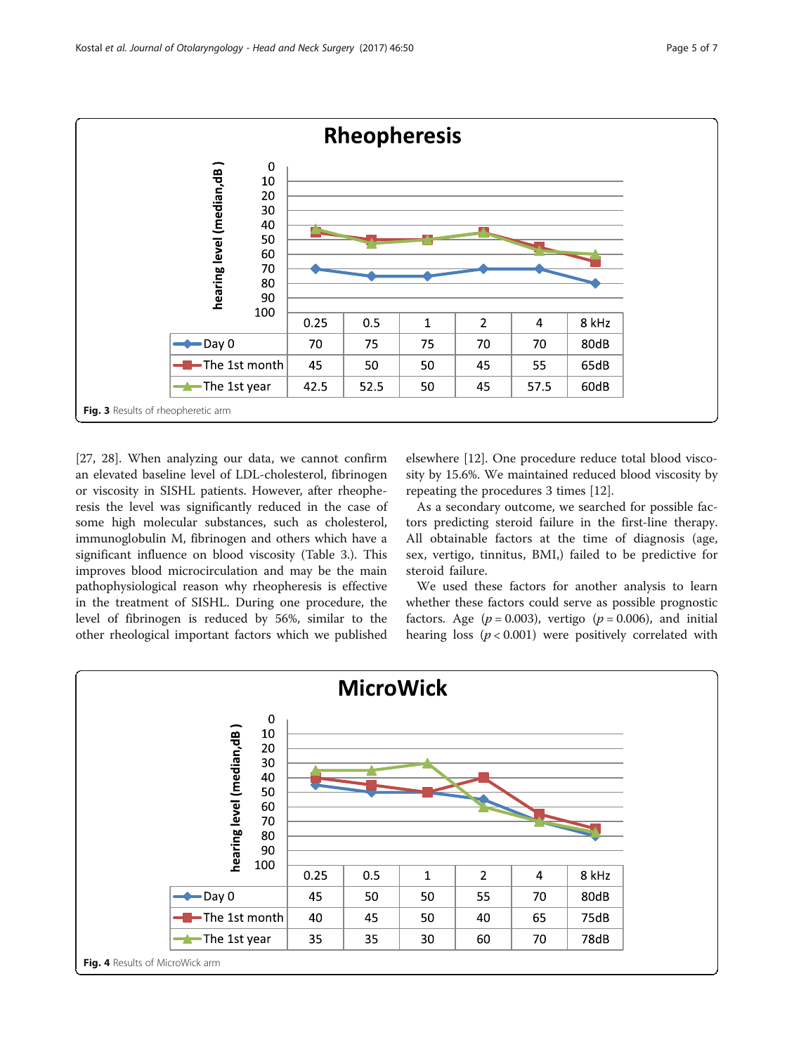**Rheopheresis**

| | 0.25 | 0.5 | 1 | 2 | 4 | 8 kHz |
|---|---|---|---|---|---|---|
| Day 0 | 70 | 75 | 75 | 70 | 70 | 80dB |
| The 1st month | 45 | 50 | 50 | 45 | 55 | 65dB |
| The 1st year | 42.5 | 52.5 | 50 | 45 | 57.5 | 60dB |

**Fig. 3** Results of rheopheretic arm

[27, 28]. When analyzing our data, we cannot confirm an elevated baseline level of LDL-cholesterol, fibrinogen or viscosity in SISHL patients. However, after rheopheresis the level was significantly reduced in the case of some high molecular substances, such as cholesterol, immunoglobulin M, fibrinogen and others which have a significant influence on blood viscosity (Table 3.). This improves blood microcirculation and may be the main pathophysiological reason why rheopheresis is effective in the treatment of SISHL. During one procedure, the level of fibrinogen is reduced by 56%, similar to the other rheological important factors which we published elsewhere [12]. One procedure reduce total blood viscosity by 15.6%. We maintained reduced blood viscosity by repeating the procedures 3 times [12].

As a secondary outcome, we searched for possible factors predicting steroid failure in the first-line therapy. All obtainable factors at the time of diagnosis (age, sex, vertigo, tinnitus, BMI,) failed to be predictive for steroid failure.

We used these factors for another analysis to learn whether these factors could serve as possible prognostic factors. Age ($p = 0.003$), vertigo ($p = 0.006$), and initial hearing loss ($p < 0.001$) were positively correlated with

**MicroWick**

| | 0.25 | 0.5 | 1 | 2 | 4 | 8 kHz |
|---|---|---|---|---|---|---|
| Day 0 | 45 | 50 | 50 | 55 | 70 | 80dB |
| The 1st month | 40 | 45 | 50 | 40 | 65 | 75dB |
| The 1st year | 35 | 35 | 30 | 60 | 70 | 78dB |

**Fig. 4** Results of MicroWick arm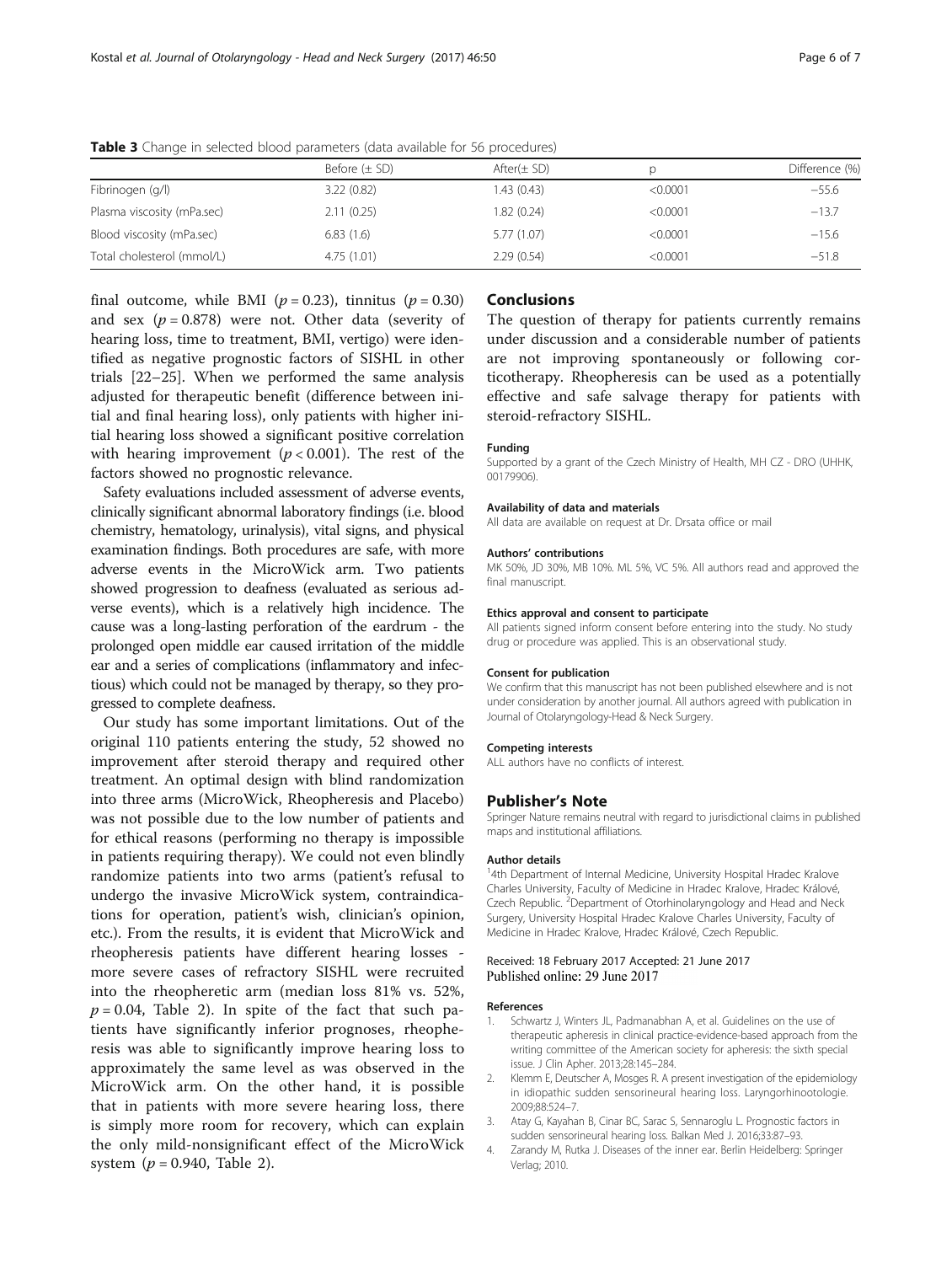**Table 3** Change in selected blood parameters (data available for 56 procedures)

| | Before (± SD) | After(± SD) | p | Difference (%) |
|---|---|---|---|---|
| Fibrinogen (g/l) | 3.22 (0.82) | 1.43 (0.43) | <0.0001 | −55.6 |
| Plasma viscosity (mPa.sec) | 2.11 (0.25) | 1.82 (0.24) | <0.0001 | −13.7 |
| Blood viscosity (mPa.sec) | 6.83 (1.6) | 5.77 (1.07) | <0.0001 | −15.6 |
| Total cholesterol (mmol/L) | 4.75 (1.01) | 2.29 (0.54) | <0.0001 | −51.8 |

final outcome, while BMI ($p = 0.23$), tinnitus ($p = 0.30$) and sex ($p = 0.878$) were not. Other data (severity of hearing loss, time to treatment, BMI, vertigo) were identified as negative prognostic factors of SISHL in other trials [22–25]. When we performed the same analysis adjusted for therapeutic benefit (difference between initial and final hearing loss), only patients with higher initial hearing loss showed a significant positive correlation with hearing improvement ($p < 0.001$). The rest of the factors showed no prognostic relevance.

Safety evaluations included assessment of adverse events, clinically significant abnormal laboratory findings (i.e. blood chemistry, hematology, urinalysis), vital signs, and physical examination findings. Both procedures are safe, with more adverse events in the MicroWick arm. Two patients showed progression to deafness (evaluated as serious adverse events), which is a relatively high incidence. The cause was a long-lasting perforation of the eardrum - the prolonged open middle ear caused irritation of the middle ear and a series of complications (inflammatory and infectious) which could not be managed by therapy, so they progressed to complete deafness.

Our study has some important limitations. Out of the original 110 patients entering the study, 52 showed no improvement after steroid therapy and required other treatment. An optimal design with blind randomization into three arms (MicroWick, Rheopheresis and Placebo) was not possible due to the low number of patients and for ethical reasons (performing no therapy is impossible in patients requiring therapy). We could not even blindly randomize patients into two arms (patient's refusal to undergo the invasive MicroWick system, contraindications for operation, patient's wish, clinician's opinion, etc.). From the results, it is evident that MicroWick and rheopheresis patients have different hearing losses - more severe cases of refractory SISHL were recruited into the rheopheretic arm (median loss 81% vs. 52%, $p = 0.04$, Table 2). In spite of the fact that such patients have significantly inferior prognoses, rheopheresis was able to significantly improve hearing loss to approximately the same level as was observed in the MicroWick arm. On the other hand, it is possible that in patients with more severe hearing loss, there is simply more room for recovery, which can explain the only mild-nonsignificant effect of the MicroWick system ($p = 0.940$, Table 2).

## Conclusions

The question of therapy for patients currently remains under discussion and a considerable number of patients are not improving spontaneously or following corticotherapy. Rheopheresis can be used as a potentially effective and safe salvage therapy for patients with steroid-refractory SISHL.

#### Funding

Supported by a grant of the Czech Ministry of Health, MH CZ - DRO (UHHK, 00179906).

#### Availability of data and materials

All data are available on request at Dr. Drsata office or mail

#### Authors' contributions

MK 50%, JD 30%, MB 10%. ML 5%, VC 5%. All authors read and approved the final manuscript.

#### Ethics approval and consent to participate

All patients signed inform consent before entering into the study. No study drug or procedure was applied. This is an observational study.

#### Consent for publication

We confirm that this manuscript has not been published elsewhere and is not under consideration by another journal. All authors agreed with publication in Journal of Otolaryngology-Head & Neck Surgery.

#### Competing interests

ALL authors have no conflicts of interest.

## Publisher's Note

Springer Nature remains neutral with regard to jurisdictional claims in published maps and institutional affiliations.

#### Author details

[1]4th Department of Internal Medicine, University Hospital Hradec Kralove Charles University, Faculty of Medicine in Hradec Kralove, Hradec Králové, Czech Republic. [2]Department of Otorhinolaryngology and Head and Neck Surgery, University Hospital Hradec Kralove Charles University, Faculty of Medicine in Hradec Kralove, Hradec Králové, Czech Republic.

Received: 18 February 2017 Accepted: 21 June 2017
Published online: 29 June 2017

#### References

1. Schwartz J, Winters JL, Padmanabhan A, et al. Guidelines on the use of therapeutic apheresis in clinical practice-evidence-based approach from the writing committee of the American society for apheresis: the sixth special issue. J Clin Apher. 2013;28:145–284.
2. Klemm E, Deutscher A, Mosges R. A present investigation of the epidemiology in idiopathic sudden sensorineural hearing loss. Laryngorhinootologie. 2009;88:524–7.
3. Atay G, Kayahan B, Cinar BC, Sarac S, Sennaroglu L. Prognostic factors in sudden sensorineural hearing loss. Balkan Med J. 2016;33:87–93.
4. Zarandy M, Rutka J. Diseases of the inner ear. Berlin Heidelberg: Springer Verlag; 2010.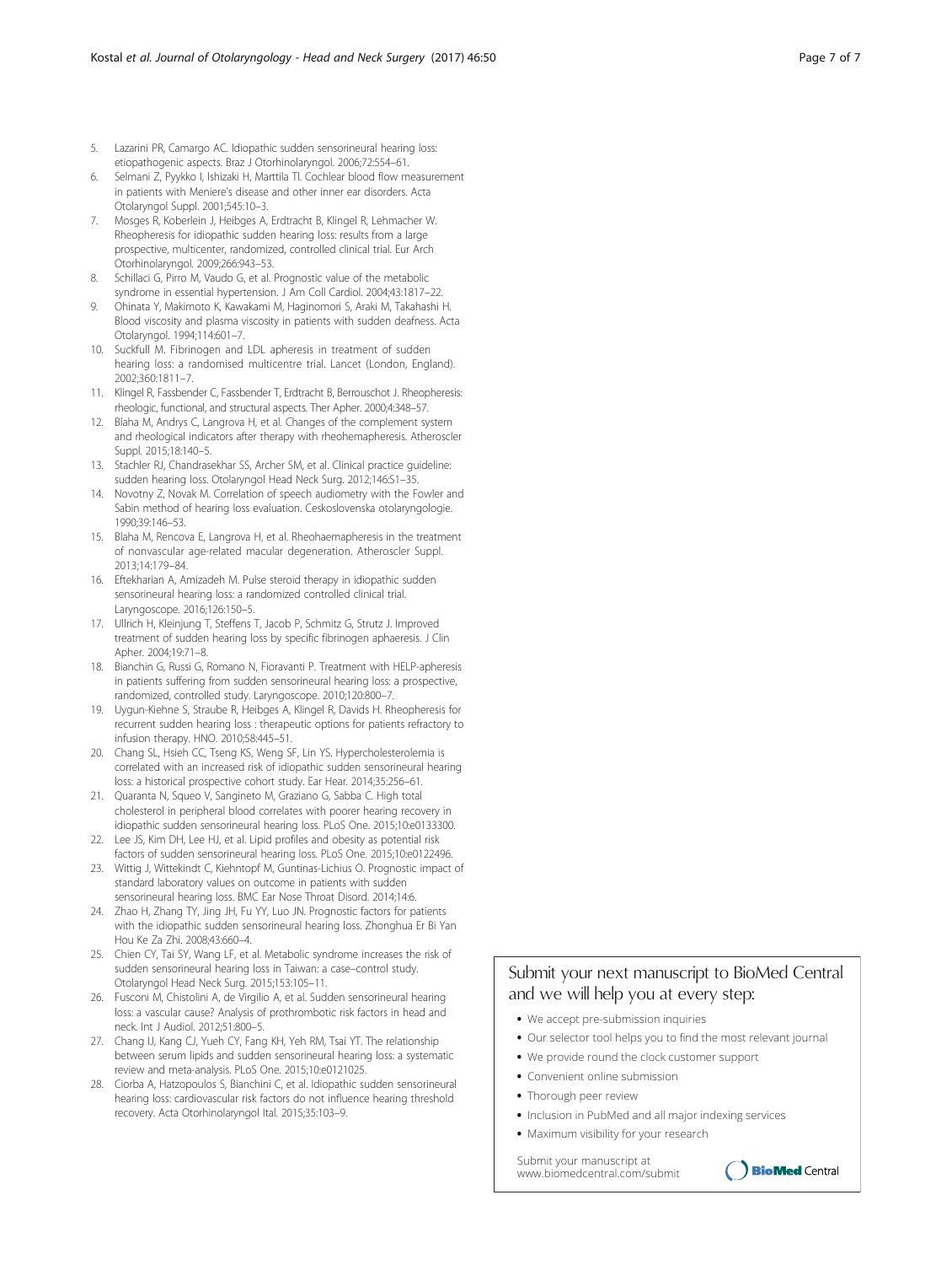5. Lazarini PR, Camargo AC. Idiopathic sudden sensorineural hearing loss: etiopathogenic aspects. Braz J Otorhinolaryngol. 2006;72:554–61.
6. Selmani Z, Pyykko I, Ishizaki H, Marttila TI. Cochlear blood flow measurement in patients with Meniere's disease and other inner ear disorders. Acta Otolaryngol Suppl. 2001;545:10–3.
7. Mosges R, Koberlein J, Heibges A, Erdtracht B, Klingel R, Lehmacher W. Rheopheresis for idiopathic sudden hearing loss: results from a large prospective, multicenter, randomized, controlled clinical trial. Eur Arch Otorhinolaryngol. 2009;266:943–53.
8. Schillaci G, Pirro M, Vaudo G, et al. Prognostic value of the metabolic syndrome in essential hypertension. J Am Coll Cardiol. 2004;43:1817–22.
9. Ohinata Y, Makimoto K, Kawakami M, Haginomori S, Araki M, Takahashi H. Blood viscosity and plasma viscosity in patients with sudden deafness. Acta Otolaryngol. 1994;114:601–7.
10. Suckfull M. Fibrinogen and LDL apheresis in treatment of sudden hearing loss: a randomised multicentre trial. Lancet (London, England). 2002;360:1811–7.
11. Klingel R, Fassbender C, Fassbender T, Erdtracht B, Berrouschot J. Rheopheresis: rheologic, functional, and structural aspects. Ther Apher. 2000;4:348–57.
12. Blaha M, Andrys C, Langrova H, et al. Changes of the complement system and rheological indicators after therapy with rheohemapheresis. Atheroscler Suppl. 2015;18:140–5.
13. Stachler RJ, Chandrasekhar SS, Archer SM, et al. Clinical practice guideline: sudden hearing loss. Otolaryngol Head Neck Surg. 2012;146:S1–35.
14. Novotny Z, Novak M. Correlation of speech audiometry with the Fowler and Sabin method of hearing loss evaluation. Ceskoslovenska otolaryngologie. 1990;39:146–53.
15. Blaha M, Rencova E, Langrova H, et al. Rheohaemapheresis in the treatment of nonvascular age-related macular degeneration. Atheroscler Suppl. 2013;14:179–84.
16. Eftekharian A, Amizadeh M. Pulse steroid therapy in idiopathic sudden sensorineural hearing loss: a randomized controlled clinical trial. Laryngoscope. 2016;126:150–5.
17. Ullrich H, Kleinjung T, Steffens T, Jacob P, Schmitz G, Strutz J. Improved treatment of sudden hearing loss by specific fibrinogen aphaeresis. J Clin Apher. 2004;19:71–8.
18. Bianchin G, Russi G, Romano N, Fioravanti P. Treatment with HELP-apheresis in patients suffering from sudden sensorineural hearing loss: a prospective, randomized, controlled study. Laryngoscope. 2010;120:800–7.
19. Uygun-Kiehne S, Straube R, Heibges A, Klingel R, Davids H. Rheopheresis for recurrent sudden hearing loss : therapeutic options for patients refractory to infusion therapy. HNO. 2010;58:445–51.
20. Chang SL, Hsieh CC, Tseng KS, Weng SF, Lin YS. Hypercholesterolemia is correlated with an increased risk of idiopathic sudden sensorineural hearing loss: a historical prospective cohort study. Ear Hear. 2014;35:256–61.
21. Quaranta N, Squeo V, Sangineto M, Graziano G, Sabba C. High total cholesterol in peripheral blood correlates with poorer hearing recovery in idiopathic sudden sensorineural hearing loss. PLoS One. 2015;10:e0133300.
22. Lee JS, Kim DH, Lee HJ, et al. Lipid profiles and obesity as potential risk factors of sudden sensorineural hearing loss. PLoS One. 2015;10:e0122496.
23. Wittig J, Wittekindt C, Kiehntopf M, Guntinas-Lichius O. Prognostic impact of standard laboratory values on outcome in patients with sudden sensorineural hearing loss. BMC Ear Nose Throat Disord. 2014;14:6.
24. Zhao H, Zhang TY, Jing JH, Fu YY, Luo JN. Prognostic factors for patients with the idiopathic sudden sensorineural hearing loss. Zhonghua Er Bi Yan Hou Ke Za Zhi. 2008;43:660–4.
25. Chien CY, Tai SY, Wang LF, et al. Metabolic syndrome increases the risk of sudden sensorineural hearing loss in Taiwan: a case–control study. Otolaryngol Head Neck Surg. 2015;153:105–11.
26. Fusconi M, Chistolini A, de Virgilio A, et al. Sudden sensorineural hearing loss: a vascular cause? Analysis of prothrombotic risk factors in head and neck. Int J Audiol. 2012;51:800–5.
27. Chang IJ, Kang CJ, Yueh CY, Fang KH, Yeh RM, Tsai YT. The relationship between serum lipids and sudden sensorineural hearing loss: a systematic review and meta-analysis. PLoS One. 2015;10:e0121025.
28. Ciorba A, Hatzopoulos S, Bianchini C, et al. Idiopathic sudden sensorineural hearing loss: cardiovascular risk factors do not influence hearing threshold recovery. Acta Otorhinolaryngol Ital. 2015;35:103–9.

Submit your next manuscript to BioMed Central and we will help you at every step:

- We accept pre-submission inquiries
- Our selector tool helps you to find the most relevant journal
- We provide round the clock customer support
- Convenient online submission
- Thorough peer review
- Inclusion in PubMed and all major indexing services
- Maximum visibility for your research

Submit your manuscript at www.biomedcentral.com/submit

BioMed Central